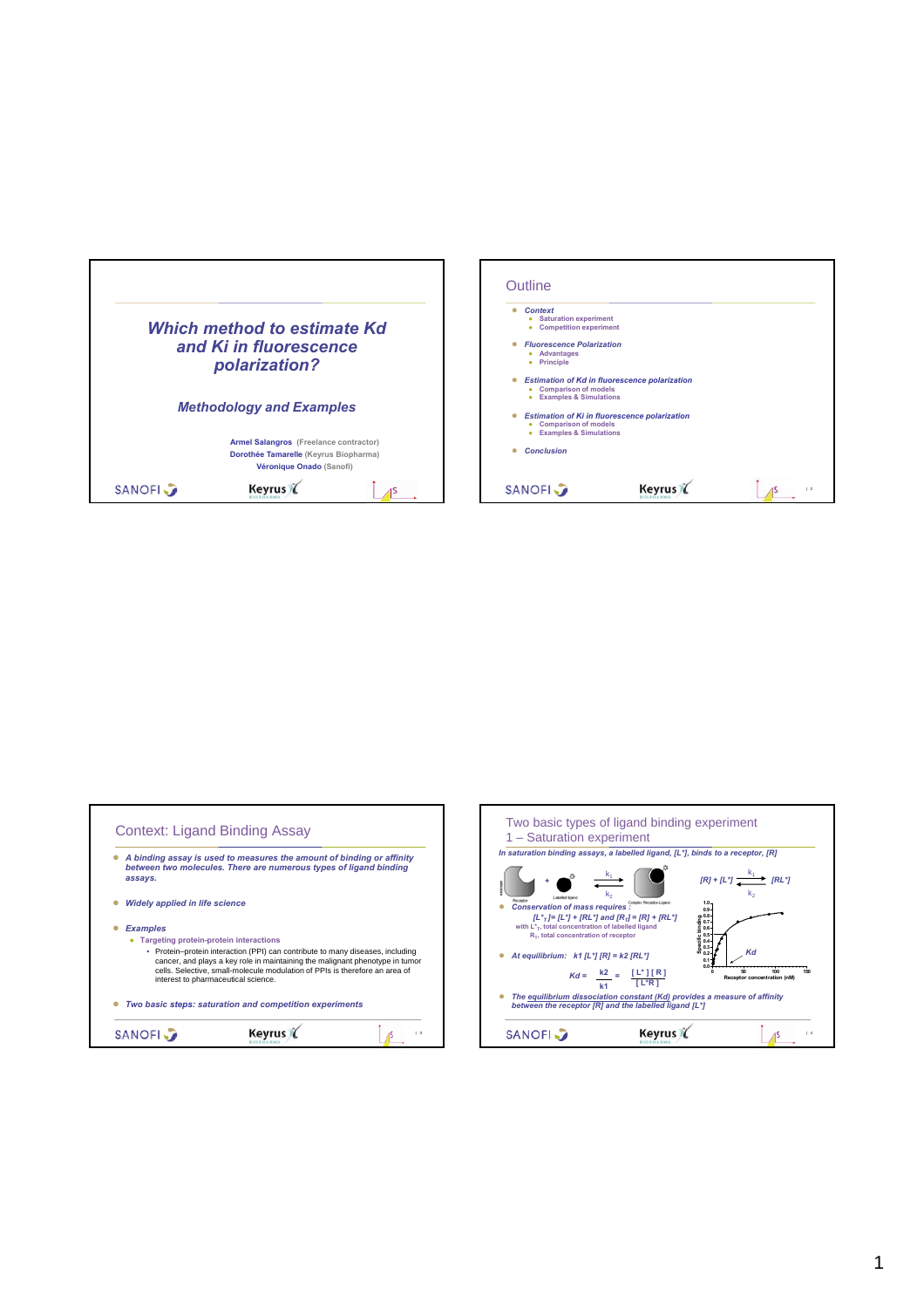# Which method to estimate Kd and Ki in fluorescence polarization?

## Methodology and Examples

**Armel Salangros** (Freelance contractor)
**Dorothée Tamarelle** (Keyrus Biopharma)
**Véronique Onado** (Sanofi)

SANOFI — Keyrus

---

## Outline

- *Context*
  - Saturation experiment
  - Competition experiment
- *Fluorescence Polarization*
  - Advantages
  - Principle
- *Estimation of Kd in fluorescence polarization*
  - Comparison of models
  - Examples & Simulations
- *Estimation of Ki in fluorescence polarization*
  - Comparison of models
  - Examples & Simulations
- *Conclusion*

---

## Context: Ligand Binding Assay

- *A binding assay is used to measures the amount of binding or affinity between two molecules. There are numerous types of ligand binding assays.*
- *Widely applied in life science*
- *Examples*
  - Targeting protein-protein interactions
    - Protein–protein interaction (PPI) can contribute to many diseases, including cancer, and plays a key role in maintaining the malignant phenotype in tumor cells. Selective, small-molecule modulation of PPIs is therefore an area of interest to pharmaceutical science.
- *Two basic steps: saturation and competition experiments*

---

## Two basic types of ligand binding experiment
## 1 – Saturation experiment

*In saturation binding assays, a labelled ligand, [L\*], binds to a receptor, [R]*

Receptor + Labelled ligand $\underset{k_2}{\overset{k_1}{\rightleftharpoons}}$ Complex Receptor-Ligand

$$[R] + [L^*] \underset{k_2}{\overset{k_1}{\rightleftharpoons}} [RL^*]$$

- *Conservation of mass requires :*
  $[L^*_T] = [L^*] + [RL^*]$ and $[R_T] = [R] + [RL^*]$
  with $L^*_T$, total concentration of labelled ligand
  $R_T$, total concentration of receptor

- *At equilibrium:* $k1\,[L^*]\,[R] = k2\,[RL^*]$

$$Kd = \frac{k2}{k1} = \frac{[L^*]\,[R]}{[L^*R]}$$

(Graph: Specific binding vs Receptor concentration (nM), with Kd indicated)

- *The equilibrium dissociation constant (Kd) provides a measure of affinity between the receptor [R] and the labelled ligand [L\*]*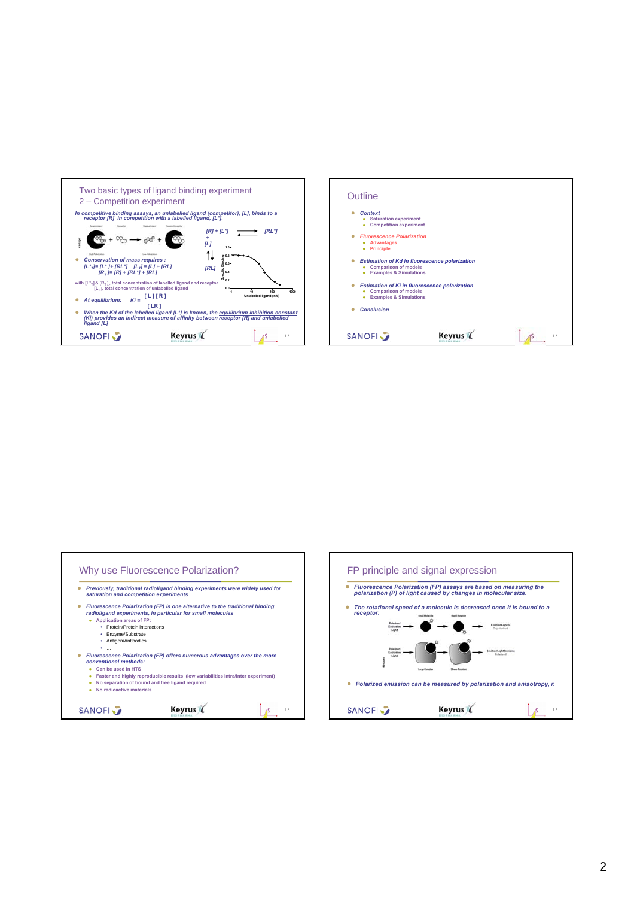## Two basic types of ligand binding experiment
## 2 – Competition experiment

*In competitive binding assays, an unlabelled ligand (competitor), [L], binds to a receptor [R] in competition with a labelled ligand, [L*].*

$$[R] + [L^*] \rightleftharpoons [RL^*]$$
$$+$$
$$[L]$$
$$\updownarrow$$
$$[RL]$$

- *Conservation of mass requires :*
  $[L^*_0] = [L^*] + [RL^*]$ $\quad [L_T] = [L] + [RL]$
  $[R_T] = [R] + [RL^*] + [RL]$

with $[L^*_T]$ & $[R_T]$, total concentration of labelled ligand and receptor
$[L_T]$, total concentration of unlabelled ligand

- *At equilibrium:* $Ki = \dfrac{[L][R]}{[LR]}$

- *When the Kd of the labelled ligand [L*] is known, the equilibrium inhibition constant (Ki) provides an indirect measure of affinity between receptor [R] and unlabelled ligand [L]*

## Outline

- *Context*
  - Saturation experiment
  - Competition experiment
- *Fluorescence Polarization*
  - Advantages
  - Principle
- *Estimation of Kd in fluorescence polarization*
  - Comparison of models
  - Examples & Simulations
- *Estimation of Ki in fluorescence polarization*
  - Comparison of models
  - Examples & Simulations
- *Conclusion*

## Why use Fluorescence Polarization?

- *Previously, traditional radioligand binding experiments were widely used for saturation and competition experiments*
- *Fluorescence Polarization (FP) is one alternative to the traditional binding radioligand experiments, in particular for small molecules*
  - Application areas of FP:
    - Protein/Protein interactions
    - Enzyme/Substrate
    - Antigen/Antibodies
    - …
- *Fluorescence Polarization (FP) offers numerous advantages over the more conventional methods:*
  - Can be used in HTS
  - Faster and highly reproducible results (low variabilities intra/inter experiment)
  - No separation of bound and free ligand required
  - No radioactive materials

## FP principle and signal expression

- *Fluorescence Polarization (FP) assays are based on measuring the polarization (P) of light caused by changes in molecular size.*
- *The rotational speed of a molecule is decreased once it is bound to a receptor.*
- *Polarized emission can be measured by polarization and anisotropy, r.*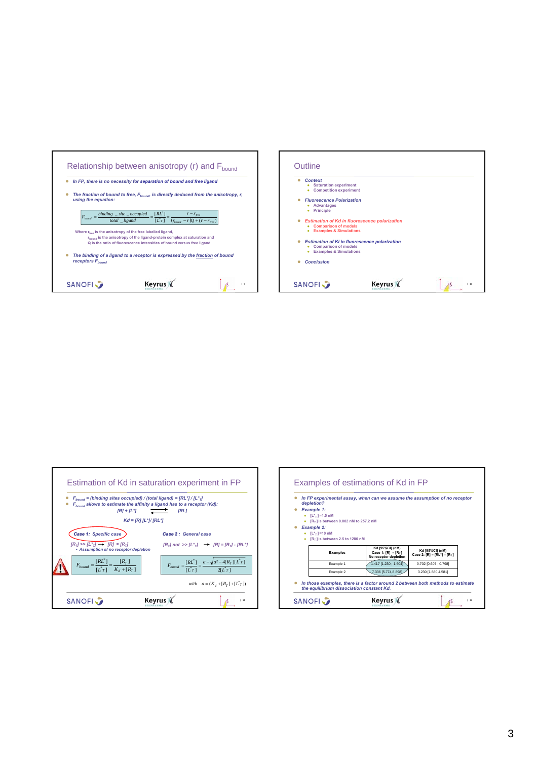## Relationship between anisotropy (r) and $F_{bound}$

- *In FP, there is no necessity for separation of bound and free ligand*
- *The fraction of bound to free, $F_{bound}$, is directly deduced from the anisotropy, r, using the equation:*

$$F_{bound} = \frac{binding\_site\_occupied}{total\_ligand} = \frac{[RL^*]}{[L^*_T]} = \frac{r - r_{free}}{(r_{bound} - r)Q + (r - r_{free})}$$

Where $r_{free}$ is the anisotropy of the free labelled ligand,
$r_{bound}$ is the anisotropy of the ligand-protein complex at saturation and
Q is the ratio of fluorescence intensities of bound versus free ligand

- *The binding of a ligand to a receptor is expressed by the fraction of bound receptors $F_{bound}$*

## Outline

- *Context*
  - Saturation experiment
  - Competition experiment
- *Fluorescence Polarization*
  - Advantages
  - Principle
- *Estimation of Kd in fluorescence polarization*
  - Comparison of models
  - Examples & Simulations
- *Estimation of Ki in fluorescence polarization*
  - Comparison of models
  - Examples & Simulations
- *Conclusion*

## Estimation of Kd in saturation experiment in FP

- *$F_{bound}$ = (binding sites occupied) / (total ligand) = $[RL^*] / [L^*_T]$*
- *$F_{bound}$ allows to estimate the affinity a ligand has to a receptor (Kd):*

$$[R] + [L^*] \rightleftharpoons [RL]$$

$$Kd = [R]\,[L^*] / [RL^*]$$

**Case 1:** *Specific case*

$[R_T] >> [L^*_T] \rightarrow [R] \approx [R_T]$

- *Assumption of no receptor depletion*

$$F_{bound} = \frac{[RL^*]}{[L^*_T]} = \frac{[R_T]}{K_d + [R_T]}$$

**Case 2:** *General case*

$[R_T]$ not $>> [L^*_T] \rightarrow [R] = [R_T] - [RL^*]$

$$F_{bound} = \frac{[RL^*]}{[L^*_T]} = \frac{a - \sqrt{a^2 - 4[R_T][L^*_T]}}{2[L^*_T]}$$

with $a = (K_d + [R_T] + [L^*_T])$

## Examples of estimations of Kd in FP

- *In FP experimental assay, when can we assume the assumption of no receptor depletion?*
- *Example 1:*
  - $[L^*_T]$ =1.5 nM
  - $[R_T]$ is between 0.002 nM to 257.2 nM
- *Example 2:*
  - $[L^*_T]$ =10 nM
  - $[R_T]$ is between 2.5 to 1280 nM

| Examples | Kd [95%CI] (nM) Case 1: [R] = [$R_T$] No receptor depletion | Kd [95%CI] (nM) Case 2: [R] = [$RL^*$] – [$R_T$] |
|---|---|---|
| Example 1 | 1.417 [1.230 ; 1.604] | 0.702 [0.607 ; 0.798] |
| Example 2 | 7.336 [5.774;8.898] | 3.230 [1.880;4.581] |

- *In those examples, there is a factor around 2 between both methods to estimate the equilibrium dissociation constant Kd.*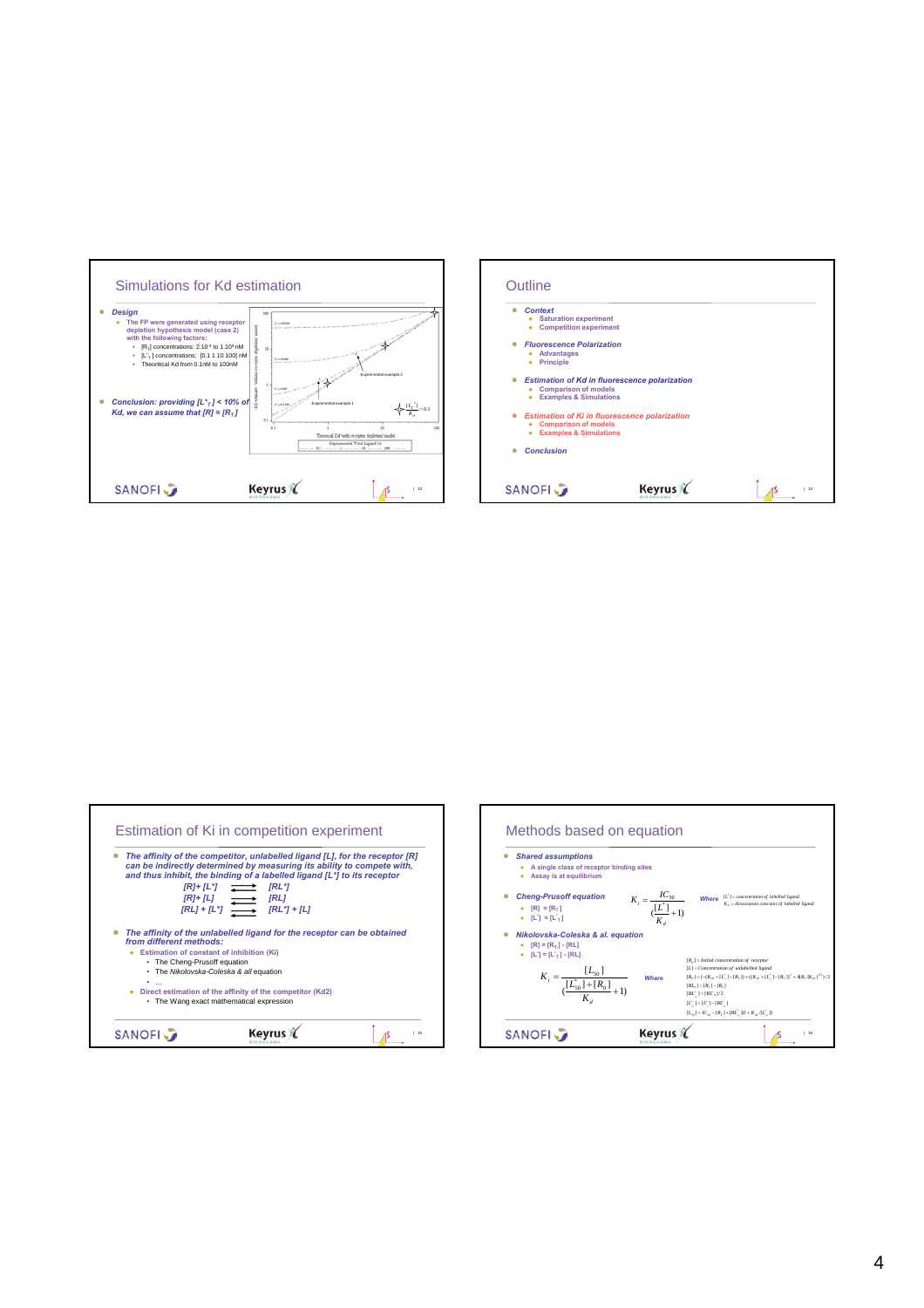## Simulations for Kd estimation

- *Design*
  - The FP were generated using receptor depletion hypothesis model (case 2) with the following factors:
    - $[R_0]$ concentrations: $2.10^{-4}$ to $1.10^{4}$ nM
    - $[L^*_T]$ concentrations: [0.1 1 10 100] nM
    - Theoretical Kd from 0.1nM to 100nM
- *Conclusion: providing $[L^*_T]$ < 10% of Kd, we can assume that $[R] \approx [R_T]$*

Experimental example 1

Experimental example 2

$\frac{[L^*_T]}{K_d} < 0.1$

Theoretical Kd with receptor depletion model

Experimental Total Ligand Lt

## Outline

- *Context*
  - Saturation experiment
  - Competition experiment
- *Fluorescence Polarization*
  - Advantages
  - Principle
- *Estimation of Kd in fluorescence polarization*
  - Comparison of models
  - Examples & Simulations
- *Estimation of Ki in fluorescence polarization*
  - Comparison of models
  - Examples & Simulations
- *Conclusion*

## Estimation of Ki in competition experiment

- *The affinity of the competitor, unlabelled ligand [L], for the receptor [R] can be indirectly determined by measuring its ability to compete with, and thus inhibit, the binding of a labelled ligand [L\*] to its receptor*

  $[R] + [L^*] \rightleftharpoons [RL^*]$

  $[R] + [L] \rightleftharpoons [RL]$

  $[RL] + [L^*] \rightleftharpoons [RL^*] + [L]$

- *The affinity of the unlabelled ligand for the receptor can be obtained from different methods:*
  - Estimation of constant of inhibition (Ki)
    - The Cheng-Prusoff equation
    - The *Nikolovska-Coleska & all* equation
    - …
  - Direct estimation of the affinity of the competitor (Kd2)
    - The Wang exact mathematical expression

## Methods based on equation

- *Shared assumptions*
  - A single class of receptor binding sites
  - Assay is at equilibrium
- *Cheng-Prusoff equation*
  - $[R] = [R_T]$
  - $[L^*] = [L^*_T]$

$$K_i = \frac{IC_{50}}{(\frac{[L^*]}{K_d} + 1)}$$

*Where* $[L^*]$ = concentration of labelled ligand; $K_d$ = dissociation constant of labelled ligand

- *Nikolovska-Coleska & al. equation*
  - $[R] = [R_T] - [RL]$
  - $[L^*] = [L^*_T] - [RL]$

$$K_i = \frac{[L_{50}]}{(\frac{[L^*_{50}] + [R_0]}{K_d} + 1)}$$

*Where*

$[R_0]$ = Initial concentration of receptor

$[L]$ = Concentration of unlabelled ligand

$[RL_0] = (-(K_d + [L^*_T] - [R_T]) + ((K_d + [L^*_T] - [R_T])^2 + 4[R_T][K_d])^{1/2})/2$

$[RL_0] = [R_T] - [R_0]$

$[RL^*_{50}] = [RL^*_0]/2$

$[L^*_{50}] = [L^*_T] - [RL^*_{50}]$

$[L_{50}] = IC_{50} - [R_T] + [RL^*_{50}](1 + K_d/[L^*_{50}])$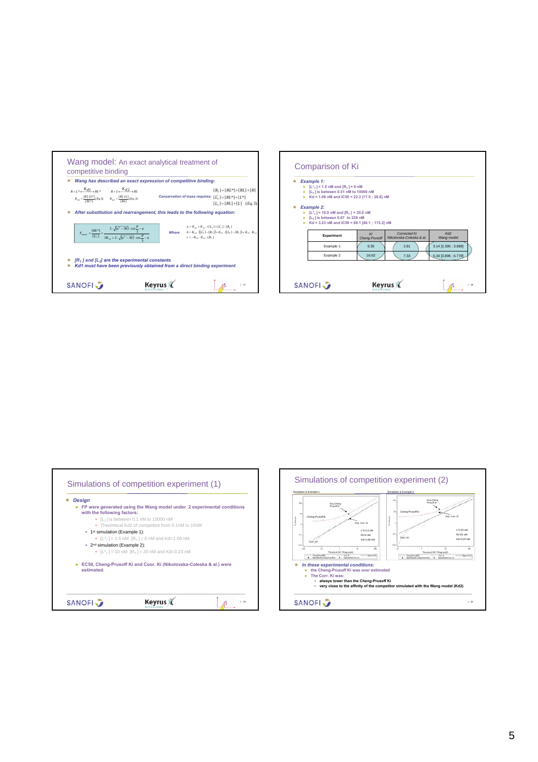## Wang model: An exact analytical treatment of competitive binding

- *Wang has described an exact expression of competitive binding:*

$$R + L^* \xleftrightarrow{Kd1} RL^* \qquad R + L \xleftrightarrow{Kd2} RL$$

$$K_{d1} = \frac{[R]\cdot[L^*]}{[RL^*]}(Eq.1) \qquad K_{d2} = \frac{[R]\cdot[L]}{[RL]}(Eq.2)$$

*Conservation of mass requires:*

$$[R_T] = [RL^*] + [RL] + [R]$$
$$[L_T^*] = [RL^*] + [L^*]$$
$$[L_T] = [RL] + [L] \quad (Eq.3)$$

- *After substitution and rearrangement, this leads to the following equation:*

$$F_{bound} = \frac{[RL^*]}{[L_T^*]} = \frac{2\cdot\sqrt{(a^2-3b)}\cdot\cos\frac{\theta}{3} - a}{3K_{d1} + 2\cdot\sqrt{(a^2-3b)}\cdot\cos\frac{\theta}{3} - a}$$

*Where*

$$a = K_{d1} + K_{d2} + [L_T] + [L_T^*] - [R_T]$$
$$b = K_{d2}\cdot([L_T^*] - [R_T]) + K_{d1}\cdot([L_T] - [R_T]) + K_{d1}\cdot K_{d2}$$
$$c = -K_{d1}\cdot K_{d2}\cdot[R_T]$$

- *$[R_T]$ and $[L_T]$ are the experimental constants*
- *Kd1 must have been previously obtained from a direct binding experiment*

## Comparison of Ki

- *Example 1:*
  - $[L^*_T]$ = 1.5 nM and $[R_T]$ = 6 nM
  - $[L_T]$ is between 0.51 nM to 10000 nM
  - Kd = 1.08 nM and IC50 = 22.3 [17.5 ; 28.6] nM
- *Example 2:*
  - $[L^*_T]$ = 10.0 nM and $[R_T]$ = 20.0 nM
  - $[L_T]$ is between 0.67 to 238 nM
  - Kd = 3.23 nM and IC50 = 68.1 [40.1 ; 115.3] nM

| Experiment | Ki *Cheng Prusoff* | Corrected Ki *Nikolovska-Coleska & al.* | Kd2 *Wang model* |
|---|---|---|---|
| Example 1 | 9.35 | 2.81 | 3.14 [2.395 ; 3.888] |
| Example 2 | 16.62 | 7.33 | 5.34 [3.896 ; 6.778] |

## Simulations of competition experiment (1)

- *Design*
  - FP were generated using the Wang model under 2 experimental conditions with the following factors:
    - $[L_T]$ is between 0.1 nM to 10000 nM
    - Theoretical Kd2 of competitor from 0.1nM to 10nM
  - 1st simulation (Example 1):
    - $[L^*_T]$ = 1.5 nM $[R_T]$ = 6 nM and Kd=1.08 nM
  - 2nd simulation (Example 2):
    - $[L^*_T]$ = 10 nM $[R_T]$ = 20 nM and Kd=3.23 nM
  - EC50, Cheng-Prusoff Ki and Coor. Ki (Nikolovska-Coleska & al.) were estimated.

## Simulations of competition experiment (2)

- *In these experimental conditions:*
  - the Cheng-Prusoff Ki was over estimated
  - The Corr. Ki was:
    - always lower than the Cheng-Prusoff Ki
    - very close to the affinity of the competitor simulated with the Wang model (Kd2)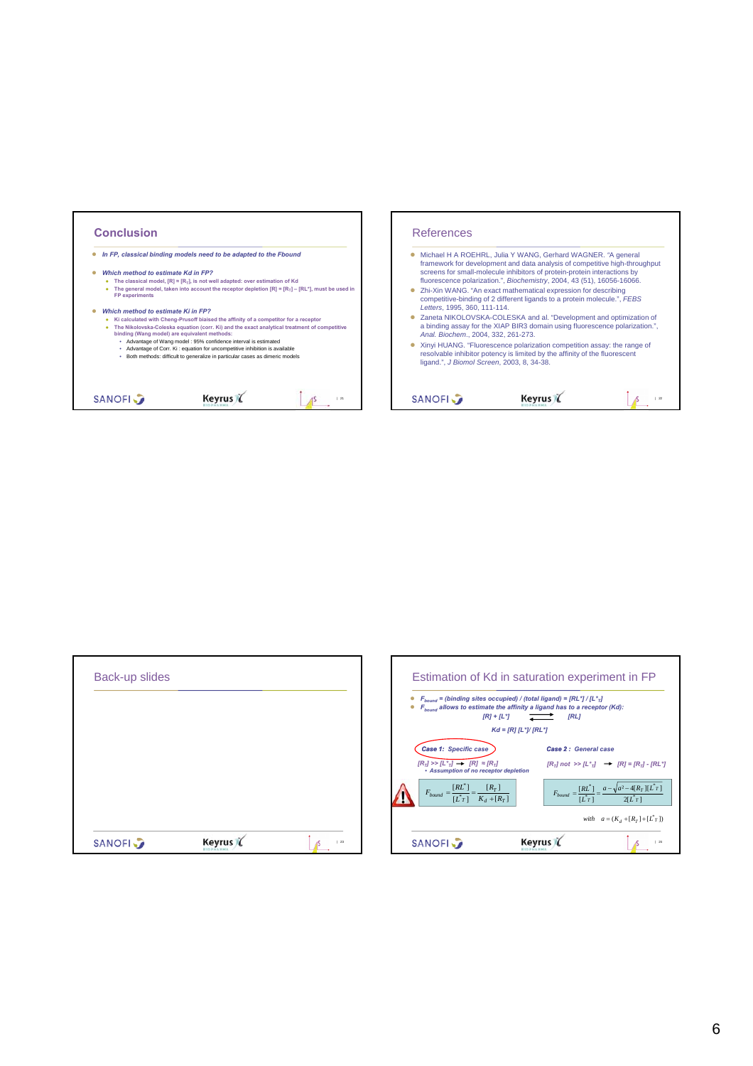## Conclusion

- *In FP, classical binding models need to be adapted to the Fbound*
- *Which method to estimate Kd in FP?*
  - The classical model, $[R] = [R_T]$, is not well adapted: over estimation of Kd
  - The general model, taken into account the receptor depletion $[R] = [R_T] - [RL^*]$, must be used in FP experiments
- *Which method to estimate Ki in FP?*
  - Ki calculated with Cheng-Prusoff biaised the affinity of a competitor for a receptor
  - The Nikolovska-Coleska equation (corr. Ki) and the exact analytical treatment of competitive binding (Wang model) are equivalent methods:
    - Advantage of Wang model : 95% confidence interval is estimated
    - Advantage of Corr. Ki : equation for uncompetitive inhibition is available
    - Both methods: difficult to generalize in particular cases as dimeric models

## References

- Michael H A ROEHRL, Julia Y WANG, Gerhard WAGNER. "A general framework for development and data analysis of competitive high-throughput screens for small-molecule inhibitors of protein-protein interactions by fluorescence polarization.", *Biochemistry*, 2004, 43 (51), 16056-16066.
- Zhi-Xin WANG. "An exact mathematical expression for describing competitive-binding of 2 different ligands to a protein molecule.", *FEBS Letters*, 1995, 360, 111-114.
- Zaneta NIKOLOVSKA-COLESKA and al. "Development and optimization of a binding assay for the XIAP BIR3 domain using fluorescence polarization.", *Anal. Biochem.*, 2004, 332, 261-273.
- Xinyi HUANG. "Fluorescence polarization competition assay: the range of resolvable inhibitor potency is limited by the affinity of the fluorescent ligand.", *J Biomol Screen*, 2003, 8, 34-38.

## Back-up slides

## Estimation of Kd in saturation experiment in FP

- $F_{bound}$ = (binding sites occupied) / (total ligand) = $[RL^*] / [L^*_T]$
- $F_{bound}$ allows to estimate the affinity a ligand has to a receptor (Kd):

$$[R] + [L^*] \rightleftharpoons [RL]$$

$$Kd = [R]\,[L^*] / [RL^*]$$

**Case 1: Specific case**

$[R_T] >> [L^*_T] \rightarrow [R] \approx [R_T]$

- *Assumption of no receptor depletion*

$$F_{bound} = \frac{[RL^*]}{[L^*_T]} = \frac{[R_T]}{K_d + [R_T]}$$

**Case 2 : General case**

$[R_T]$ not $>> [L^*_T] \rightarrow [R] = [R_T] - [RL^*]$

$$F_{bound} = \frac{[RL^*]}{[L^*_T]} = \frac{a - \sqrt{a^2 - 4[R_T][L^*_T]}}{2[L^*_T]}$$

with $a = (K_d + [R_T] + [L^*_T])$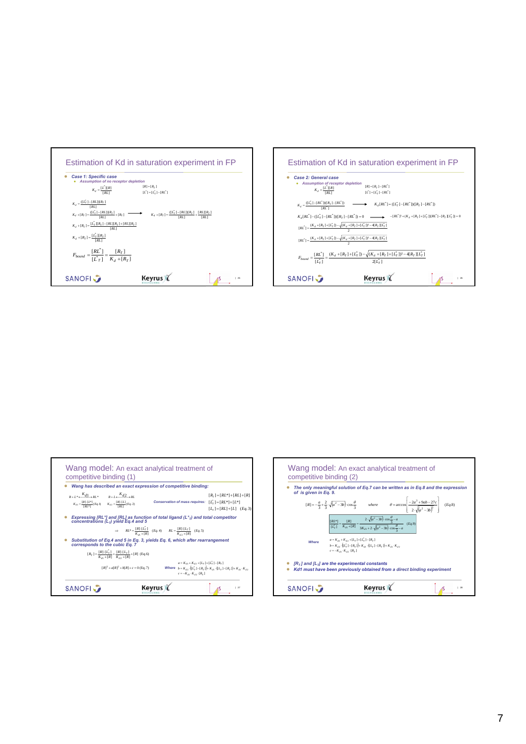## Estimation of Kd in saturation experiment in FP

- *Case 1: Specific case*
  - *Assumption of no receptor depletion*

$$K_d = \frac{[L^*][R]}{[RL]} \qquad [R]=[R_T] \qquad [L^*]=[L_T^*]-[RL^*]$$

$$K_d = \frac{([L_T^*]-[RL])[R_T]}{[RL]}$$

$$K_d + [R_T] = \frac{([L_T^*]-[RL])[R_T]}{[RL]} + [R_T] \longrightarrow K_d + [R_T] = \frac{([L_T^*]-[RL])[R_T]}{[RL]} + \frac{[RL][R_T]}{[RL]}$$

$$K_d + [R_T] = \frac{[L_T^*][R_T]-[RL][R_T]+[RL][R_T]}{[RL]}$$

$$K_d + [R_T] = \frac{[L_T^*][R_T]}{[RL]}$$

$$F_{bound} = \frac{[RL^*]}{[L^*_T]} = \frac{[R_T]}{K_d + [R_T]}$$

## Estimation of Kd in saturation experiment in FP

- *Case 2: General case*
  - *Assumption of receptor depletion*

$$K_d = \frac{[L^*][R]}{[RL]} \qquad [R]=[R_T]-[RL^*] \qquad [L^*]=[L_T^*]-[RL^*]$$

$$K_d = \frac{([L_T^*]-[RL^*])([R_T]-[RL^*])}{[RL^*]} \longrightarrow K_d[RL^*] = ([L_T^*]-[RL^*])([R_T]-[RL^*])$$

$$K_d[RL^*]-([L_T^*]-[RL^*])([R_T]-[RL^*])=0 \longrightarrow -[RL^*]^2+(K_d+[R_T]+[L_T^*])[RL^*]-[R_T][L_T^*]=0$$

$$[RL^*] = \frac{(K_d+[R_T]+[L_T^*]) - \sqrt{(K_d+[R_T]+[L_T^*])^2-4[R_T][L_T^*]}}{2}$$

$$[RL^*] = \frac{(K_d+[R_T]+[L_T^*]) - \sqrt{(K_d+[R_T]+[L_T^*])^2-4[R_T][L_T^*]}}{2}$$

$$F_{bound} = \frac{[RL^*]}{[L^*_T]} = \frac{(K_d+[R_T]+[L_T^*]) - \sqrt{(K_d+[R_T]+[L_T^*])^2-4[R_T][L_T^*]}}{2[L_T^*]}$$

## Wang model: An exact analytical treatment of competitive binding (1)

- *Wang has described an exact expression of competitive binding:*

$$R + L^* \xleftrightarrow{K_{d1}} RL^* \qquad R + L \xleftrightarrow{K_{d2}} RL$$

$$K_{d1} = \frac{[R]\cdot[L^*]}{[RL^*]} \text{ (Eq.1)} \qquad K_{d2} = \frac{[R]\cdot[L]}{[RL]} \text{ (Eq. 2)}$$

*Conservation of mass requires:*

$$[R_T]=[RL^*]+[RL]+[R]$$
$$[L_T^*]=[RL^*]+[L^*]$$
$$[L_T]=[RL]+[L] \quad (Eq. 3)$$

- *Expressing [RL\*] and [RL] as function of total ligand ($L^*_T$) and total competitor concentrations ($L_T$) yield Eq.4 and 5*

$$\Rightarrow \quad RL^* = \frac{[R]\cdot[L_T^*]}{K_{d1}+[R]} \ \text{(Eq. 4)} \qquad RL = \frac{[R]\cdot[L_T]}{K_{d2}+[R]} \ \text{(Eq. 5)}$$

- *Substitution of Eq.4 and 5 in Eq. 3, yields Eq. 6, which after rearrangement corresponds to the cubic Eq. 7*

$$[R_T] = \frac{[R]\cdot[L_T^*]}{K_{d1}+[R]} + \frac{[R]\cdot[L_T]}{K_{d2}+[R]} + [R] \ \text{(Eq.6)}$$

$$[R]^3 + a[R]^2 + b[R] + c = 0 \ \text{(Eq.7)}$$

*Where*
$$a = K_{d1}+K_{d2}+[L_T]+[L_T^*]-[R_T]$$
$$b = K_{d2}\cdot([L_T^*]-[R_T]) + K_{d1}\cdot([L_T]-[R_T]) + K_{d1}\cdot K_{d2}$$
$$c = -K_{d1}\cdot K_{d2}\cdot[R_T]$$

## Wang model: An exact analytical treatment of competitive binding (2)

- *The only meaningful solution of Eq.7 can be written as in Eq.8 and the expression of is given in Eq. 9.*

$$[R] = -\frac{a}{3} + \frac{2}{3}\sqrt{(a^2-3b)}\cdot\cos\frac{\theta}{3} \qquad \text{where} \qquad \theta = \arccos\left[\frac{-2a^3+9ab-27c}{2\cdot\sqrt{(a^2-3b)^3}}\right] \quad (Eq.8)$$

$$\frac{[RL^*]}{[L_T^*]} = \frac{[R]}{K_{d1}+[R]} = \frac{2\cdot\sqrt{(a^2-3b)}\cdot\cos\frac{\theta}{3}-a}{3K_{d1}+2\cdot\sqrt{(a^2-3b)}\cdot\cos\frac{\theta}{3}-a} \quad (Eq.9)$$

*Where*
$$a = K_{d1}+K_{d2}+[L_T]+[L_T^*]-[R_T]$$
$$b = K_{d2}\cdot([L_T^*]-[R_T]) + K_{d1}\cdot([L_T]-[R_T]) + K_{d1}\cdot K_{d2}$$
$$c = -K_{d1}\cdot K_{d2}\cdot[R_T]$$

- *$[R_T]$ and $[L_T]$ are the experimental constants*
- *Kd1 must have been previously obtained from a direct binding experiment*